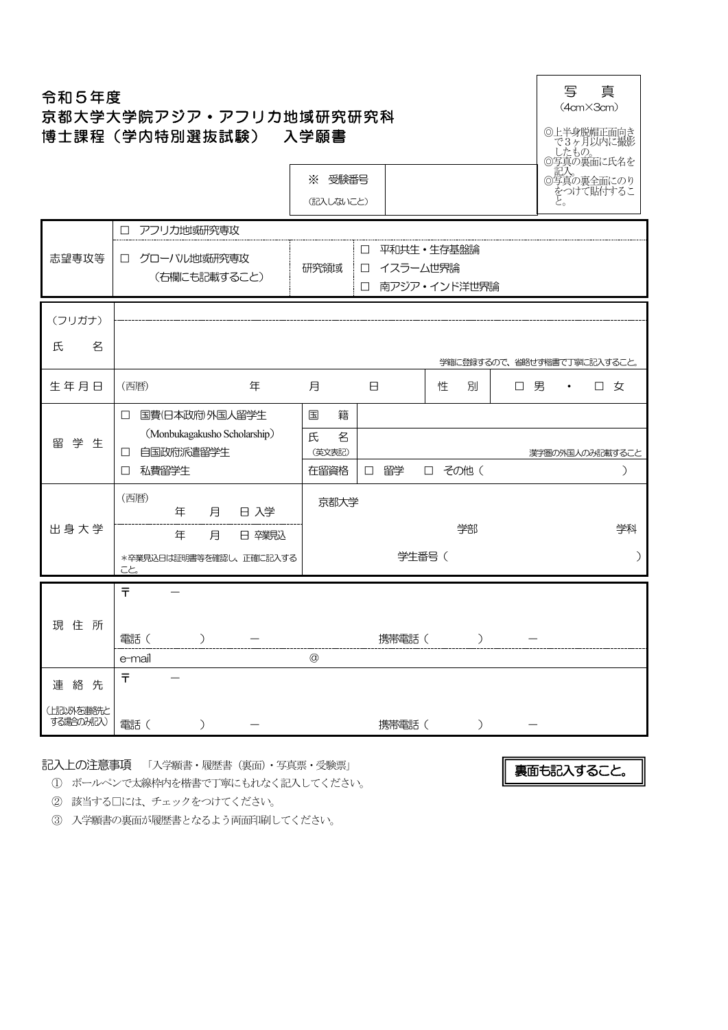# 令和５年度
# 京都大学大学院アジア・アフリカ地域研究研究科
# 博士課程（学内特別選抜試験）　入学願書

| 写　真 |
|---|
| (4cm×3cm) |
| ◎上半身脱帽正面向きで３ヶ月以内に撮影したもの。 |
| ◎写真の裏面に氏名を記入。 |
| ◎写真の裏全面にのりをつけて貼付すること。 |

| ※　受験番号（記入しないこと） | |
|---|---|

| | | | |
|---|---|---|---|
| 志望専攻等 | □　アフリカ地域研究専攻 | | |
| | □　グローバル地域研究専攻（右欄にも記載すること） | 研究領域 | □　平和共生・生存基盤論<br>□　イスラーム世界論<br>□　南アジア・インド洋世界論 |

| | | | | | | |
|---|---|---|---|---|---|---|
| （フリガナ） | | | | | | |
| 氏　　名 | 学籍に登録するので、省略せず楷書で丁寧に記入すること。 | | | | | |
| 生年月日 | (西暦)　　年　　月　　日 | | | 性　別 | □ 男　・　□ 女 | |
| 留学生 | □　国費(日本政府)外国人留学生（Monbukagakusho Scholarship） | 国　籍 | | | | |
| | □　自国政府派遣留学生 | 氏　名（英文表記） | 漢字圏の外国人のみ記載すること | | | |
| | □　私費留学生 | 在留資格 | □　留学　□　その他（　　　　） | | | |
| 出身大学 | (西暦)　　年　　月　　日 入学 | 京都大学 | | | | |
| | 年　　月　　日 卒業見込 | 学部　　　　学科 | | | | |
| | ＊卒業見込日は証明書等を確認し、正確に記入すること。 | 学生番号（　　　　） | | | | |

| | |
|---|---|
| 現住所 | 〒　　－<br>電話（　　　）　　－　　　　携帯電話（　　　）　　－<br>e-mail　　　　@ |
| 連絡先<br>（上記以外を連絡先とする場合のみ記入） | 〒　　－<br>電話（　　　）　　－　　　　携帯電話（　　　）　　－ |

記入上の注意事項　「入学願書・履歴書（裏面）・写真票・受験票」

① ボールペンで太線枠内を楷書で丁寧にもれなく記入してください。

② 該当する□には、チェックをつけてください。

③ 入学願書の裏面が履歴書となるよう両面印刷してください。

**裏面も記入すること。**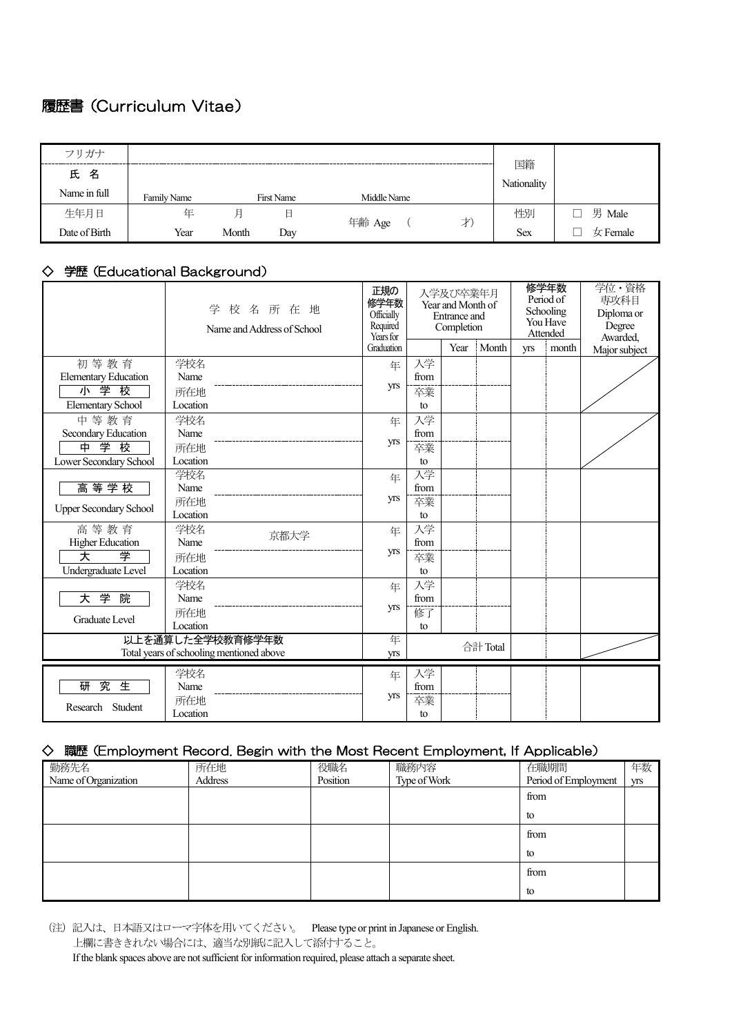# 履歴書 (Curriculum Vitae)

| フリガナ | | | | | 国籍 Nationality | |
|---|---|---|---|---|---|---|
| 氏 名 Name in full | Family Name | | First Name | Middle Name | | |
| 生年月日 Date of Birth | 年 Year | 月 Month | 日 Day | 年齢 Age （　　才） | 性別 Sex | □ 男 Male □ 女 Female |

## ◇ 学歴 (Educational Background)

| | 学 校 名 所 在 地 Name and Address of School | 正規の修学年数 Officially Required Years for Graduation | 入学及び卒業年月 Year and Month of Entrance and Completion | Year | Month | 修学年数 Period of Schooling You Have Attended yrs | month | 学位・資格 専攻科目 Diploma or Degree Awarded, Major subject |
|---|---|---|---|---|---|---|---|---|
| 初 等 教 育 Elementary Education 小 学 校 Elementary School | 学校名 Name / 所在地 Location | 年 yrs | 入学 from / 卒業 to | | | | | |
| 中 等 教 育 Secondary Education 中 学 校 Lower Secondary School | 学校名 Name / 所在地 Location | 年 yrs | 入学 from / 卒業 to | | | | | |
| 高 等 学 校 Upper Secondary School | 学校名 Name / 所在地 Location | 年 yrs | 入学 from / 卒業 to | | | | | |
| 高 等 教 育 Higher Education 大 学 Undergraduate Level | 学校名 Name 京都大学 / 所在地 Location | 年 yrs | 入学 from / 卒業 to | | | | | |
| 大 学 院 Graduate Level | 学校名 Name / 所在地 Location | 年 yrs | 入学 from / 修了 to | | | | | |
| 以上を通算した全学校教育修学年数 Total years of schooling mentioned above | | 年 yrs | 合計 Total | | | | | |
| 研 究 生 Research Student | 学校名 Name / 所在地 Location | 年 yrs | 入学 from / 卒業 to | | | | | |

## ◇ 職歴 (Employment Record. Begin with the Most Recent Employment, If Applicable)

| 勤務先名 Name of Organization | 所在地 Address | 役職名 Position | 職務内容 Type of Work | 在職期間 Period of Employment | 年数 yrs |
|---|---|---|---|---|---|
| | | | | from / to | |
| | | | | from / to | |
| | | | | from / to | |

(注) 記入は、日本語又はローマ字体を用いてください。 Please type or print in Japanese or English.
上欄に書ききれない場合には、適当な別紙に記入して添付すること。
If the blank spaces above are not sufficient for information required, please attach a separate sheet.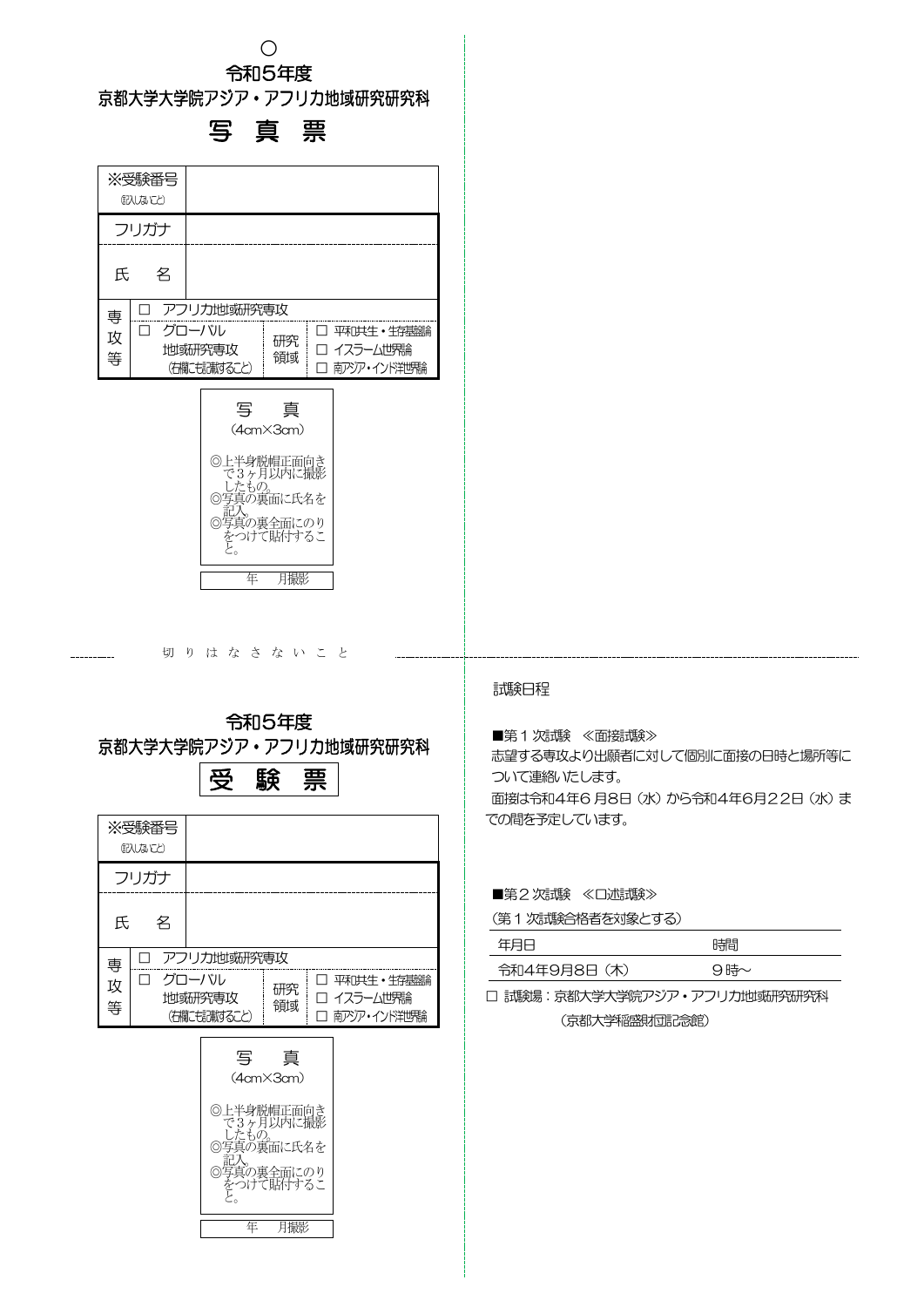○

令和５年度
京都大学大学院アジア・アフリカ地域研究研究科

# 写　真　票

| ※受験番号 (記入しないこと) | | | | |
|---|---|---|---|---|
| フリガナ | | | | |
| 氏　　名 | | | | |
| 専攻等 | □ アフリカ地域研究専攻 | | | |
| | □ グローバル地域研究専攻 (右欄にも記載すること) | 研究領域 | □ 平和共生・生存基盤論<br>□ イスラーム世界論<br>□ 南アジア・インド洋世界論 | |

写　真
(4cm×3cm)

◎上半身脱帽正面向きで３ヶ月以内に撮影したもの。
◎写真の裏面に氏名を記入。
◎写真の裏全面にのりをつけて貼付すること。

年　　月撮影

切りはなさないこと

令和５年度
京都大学大学院アジア・アフリカ地域研究研究科

# 受　験　票

| ※受験番号 (記入しないこと) | | | | |
|---|---|---|---|---|
| フリガナ | | | | |
| 氏　　名 | | | | |
| 専攻等 | □ アフリカ地域研究専攻 | | | |
| | □ グローバル地域研究専攻 (右欄にも記載すること) | 研究領域 | □ 平和共生・生存基盤論<br>□ イスラーム世界論<br>□ 南アジア・インド洋世界論 | |

写　真
(4cm×3cm)

◎上半身脱帽正面向きで３ヶ月以内に撮影したもの。
◎写真の裏面に氏名を記入。
◎写真の裏全面にのりをつけて貼付すること。

年　　月撮影

試験日程

■第１次試験　≪面接試験≫
志望する専攻より出願者に対して個別に面接の日時と場所等について連絡いたします。
面接は令和４年６月８日（水）から令和４年６月２２日（水）までの間を予定しています。

■第２次試験　≪口述試験≫
（第１次試験合格者を対象とする）

| 年月日 | 時間 |
|---|---|
| 令和4年9月8日（木） | 9時～ |

□ 試験場：京都大学大学院アジア・アフリカ地域研究研究科
（京都大学稲盛財団記念館）